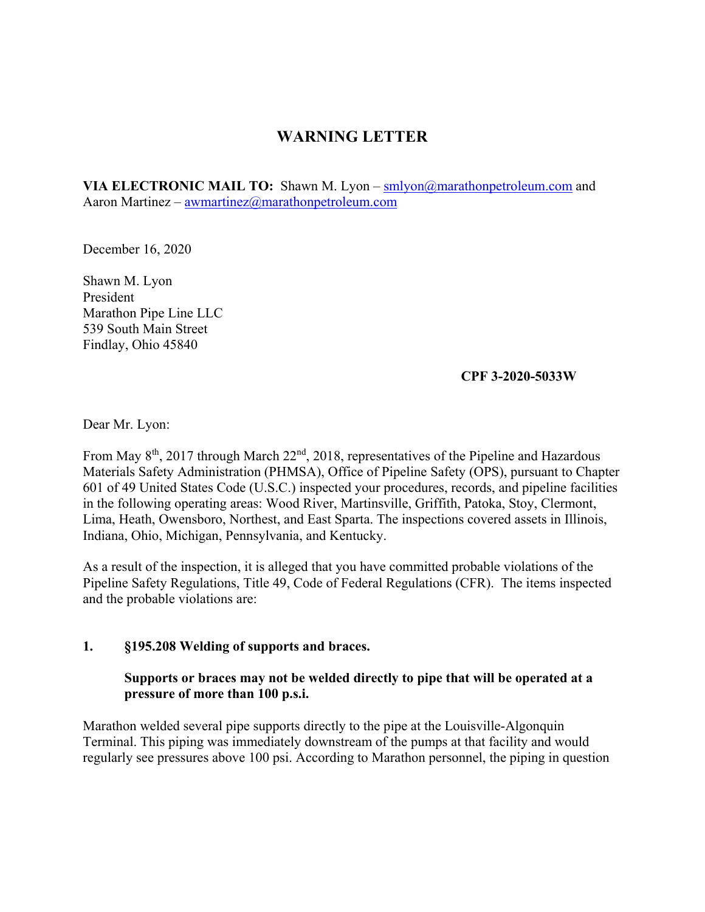# WARNING LETTER

**VIA ELECTRONIC MAIL TO:** Shawn M. Lyon – smlyon@marathonpetroleum.com and Aaron Martinez – awmartinez@marathonpetroleum.com

December 16, 2020

Shawn M. Lyon
President
Marathon Pipe Line LLC
539 South Main Street
Findlay, Ohio 45840

**CPF 3-2020-5033W**

Dear Mr. Lyon:

From May 8th, 2017 through March 22nd, 2018, representatives of the Pipeline and Hazardous Materials Safety Administration (PHMSA), Office of Pipeline Safety (OPS), pursuant to Chapter 601 of 49 United States Code (U.S.C.) inspected your procedures, records, and pipeline facilities in the following operating areas: Wood River, Martinsville, Griffith, Patoka, Stoy, Clermont, Lima, Heath, Owensboro, Northest, and East Sparta. The inspections covered assets in Illinois, Indiana, Ohio, Michigan, Pennsylvania, and Kentucky.

As a result of the inspection, it is alleged that you have committed probable violations of the Pipeline Safety Regulations, Title 49, Code of Federal Regulations (CFR). The items inspected and the probable violations are:

**1. §195.208 Welding of supports and braces.**

**Supports or braces may not be welded directly to pipe that will be operated at a pressure of more than 100 p.s.i.**

Marathon welded several pipe supports directly to the pipe at the Louisville-Algonquin Terminal. This piping was immediately downstream of the pumps at that facility and would regularly see pressures above 100 psi. According to Marathon personnel, the piping in question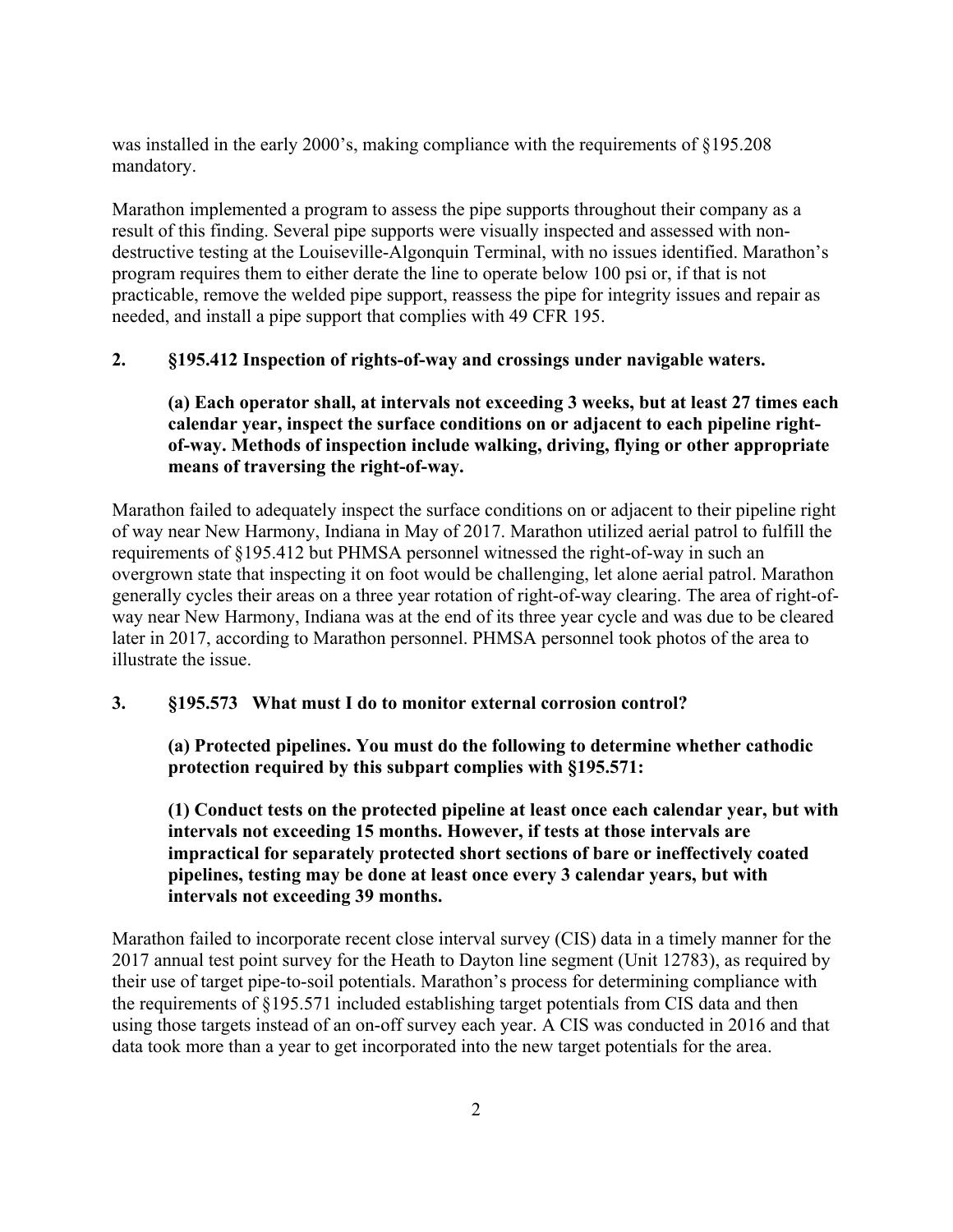was installed in the early 2000's, making compliance with the requirements of §195.208 mandatory.

Marathon implemented a program to assess the pipe supports throughout their company as a result of this finding. Several pipe supports were visually inspected and assessed with non-destructive testing at the Louiseville-Algonquin Terminal, with no issues identified. Marathon's program requires them to either derate the line to operate below 100 psi or, if that is not practicable, remove the welded pipe support, reassess the pipe for integrity issues and repair as needed, and install a pipe support that complies with 49 CFR 195.

**2. §195.412 Inspection of rights-of-way and crossings under navigable waters.**

**(a) Each operator shall, at intervals not exceeding 3 weeks, but at least 27 times each calendar year, inspect the surface conditions on or adjacent to each pipeline right-of-way. Methods of inspection include walking, driving, flying or other appropriate means of traversing the right-of-way.**

Marathon failed to adequately inspect the surface conditions on or adjacent to their pipeline right of way near New Harmony, Indiana in May of 2017. Marathon utilized aerial patrol to fulfill the requirements of §195.412 but PHMSA personnel witnessed the right-of-way in such an overgrown state that inspecting it on foot would be challenging, let alone aerial patrol. Marathon generally cycles their areas on a three year rotation of right-of-way clearing. The area of right-of-way near New Harmony, Indiana was at the end of its three year cycle and was due to be cleared later in 2017, according to Marathon personnel. PHMSA personnel took photos of the area to illustrate the issue.

**3. §195.573 What must I do to monitor external corrosion control?**

**(a) Protected pipelines. You must do the following to determine whether cathodic protection required by this subpart complies with §195.571:**

**(1) Conduct tests on the protected pipeline at least once each calendar year, but with intervals not exceeding 15 months. However, if tests at those intervals are impractical for separately protected short sections of bare or ineffectively coated pipelines, testing may be done at least once every 3 calendar years, but with intervals not exceeding 39 months.**

Marathon failed to incorporate recent close interval survey (CIS) data in a timely manner for the 2017 annual test point survey for the Heath to Dayton line segment (Unit 12783), as required by their use of target pipe-to-soil potentials. Marathon's process for determining compliance with the requirements of §195.571 included establishing target potentials from CIS data and then using those targets instead of an on-off survey each year. A CIS was conducted in 2016 and that data took more than a year to get incorporated into the new target potentials for the area.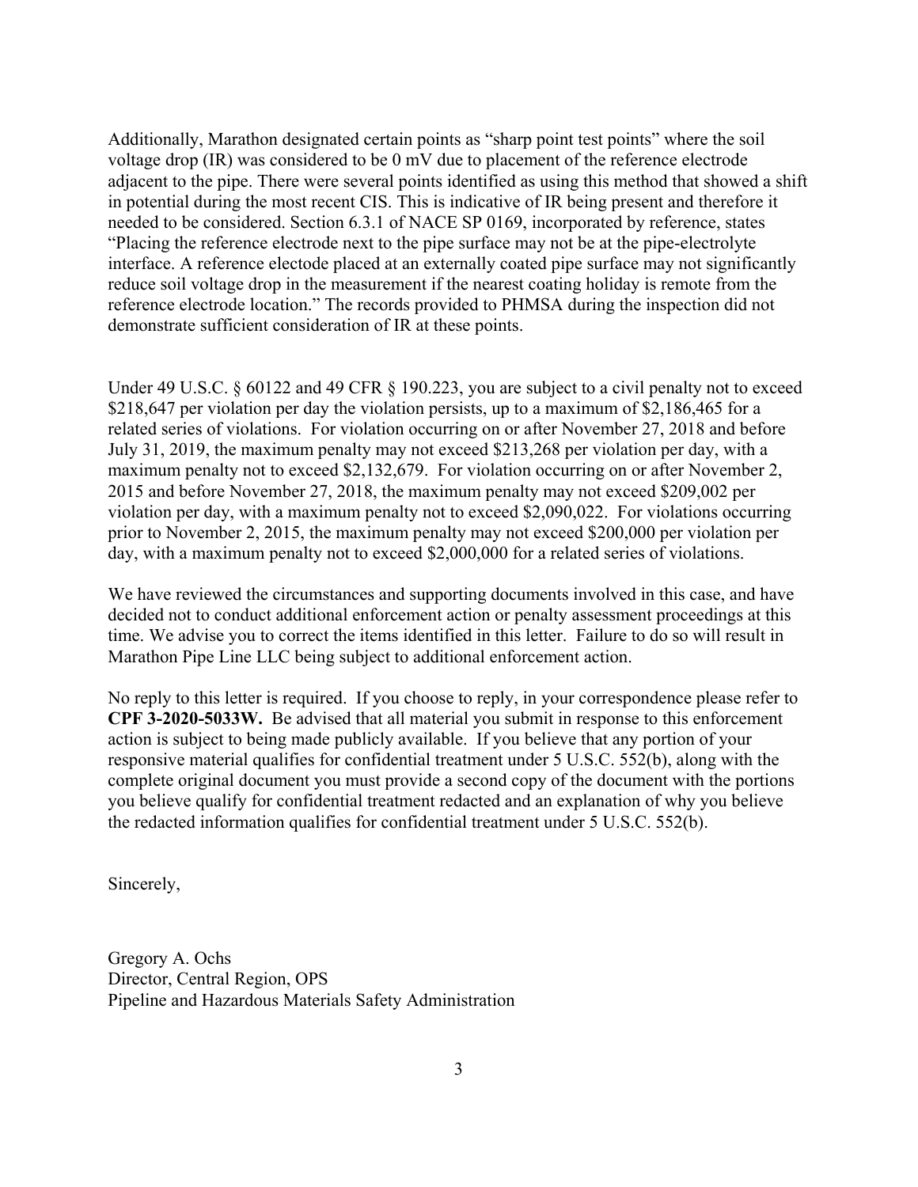Additionally, Marathon designated certain points as "sharp point test points" where the soil voltage drop (IR) was considered to be 0 mV due to placement of the reference electrode adjacent to the pipe. There were several points identified as using this method that showed a shift in potential during the most recent CIS. This is indicative of IR being present and therefore it needed to be considered. Section 6.3.1 of NACE SP 0169, incorporated by reference, states "Placing the reference electrode next to the pipe surface may not be at the pipe-electrolyte interface. A reference electode placed at an externally coated pipe surface may not significantly reduce soil voltage drop in the measurement if the nearest coating holiday is remote from the reference electrode location." The records provided to PHMSA during the inspection did not demonstrate sufficient consideration of IR at these points.

Under 49 U.S.C. § 60122 and 49 CFR § 190.223, you are subject to a civil penalty not to exceed $218,647 per violation per day the violation persists, up to a maximum of $2,186,465 for a related series of violations. For violation occurring on or after November 27, 2018 and before July 31, 2019, the maximum penalty may not exceed $213,268 per violation per day, with a maximum penalty not to exceed $2,132,679. For violation occurring on or after November 2, 2015 and before November 27, 2018, the maximum penalty may not exceed $209,002 per violation per day, with a maximum penalty not to exceed $2,090,022. For violations occurring prior to November 2, 2015, the maximum penalty may not exceed $200,000 per violation per day, with a maximum penalty not to exceed $2,000,000 for a related series of violations.

We have reviewed the circumstances and supporting documents involved in this case, and have decided not to conduct additional enforcement action or penalty assessment proceedings at this time. We advise you to correct the items identified in this letter. Failure to do so will result in Marathon Pipe Line LLC being subject to additional enforcement action.

No reply to this letter is required. If you choose to reply, in your correspondence please refer to **CPF 3-2020-5033W.** Be advised that all material you submit in response to this enforcement action is subject to being made publicly available. If you believe that any portion of your responsive material qualifies for confidential treatment under 5 U.S.C. 552(b), along with the complete original document you must provide a second copy of the document with the portions you believe qualify for confidential treatment redacted and an explanation of why you believe the redacted information qualifies for confidential treatment under 5 U.S.C. 552(b).

Sincerely,

Gregory A. Ochs
Director, Central Region, OPS
Pipeline and Hazardous Materials Safety Administration